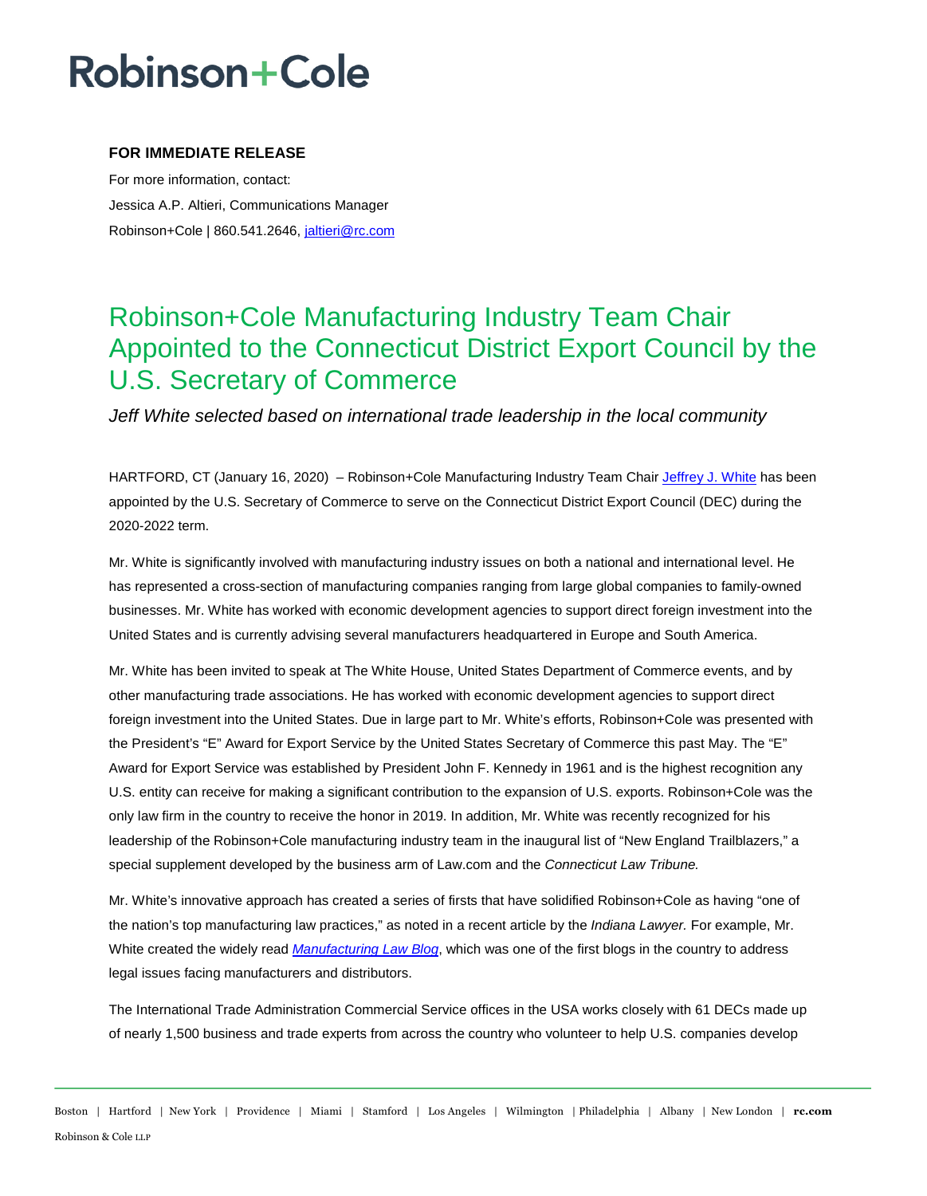# Robinson+Cole

**FOR IMMEDIATE RELEASE**

For more information, contact:

Jessica A.P. Altieri, Communications Manager

Robinson+Cole | 860.541.2646, jaltieri@rc.com

## Robinson+Cole Manufacturing Industry Team Chair Appointed to the Connecticut District Export Council by the U.S. Secretary of Commerce

*Jeff White selected based on international trade leadership in the local community*

HARTFORD, CT (January 16, 2020) – Robinson+Cole Manufacturing Industry Team Chair Jeffrey J. White has been appointed by the U.S. Secretary of Commerce to serve on the Connecticut District Export Council (DEC) during the 2020-2022 term.

Mr. White is significantly involved with manufacturing industry issues on both a national and international level. He has represented a cross-section of manufacturing companies ranging from large global companies to family-owned businesses. Mr. White has worked with economic development agencies to support direct foreign investment into the United States and is currently advising several manufacturers headquartered in Europe and South America.

Mr. White has been invited to speak at The White House, United States Department of Commerce events, and by other manufacturing trade associations. He has worked with economic development agencies to support direct foreign investment into the United States. Due in large part to Mr. White's efforts, Robinson+Cole was presented with the President's "E" Award for Export Service by the United States Secretary of Commerce this past May. The "E" Award for Export Service was established by President John F. Kennedy in 1961 and is the highest recognition any U.S. entity can receive for making a significant contribution to the expansion of U.S. exports. Robinson+Cole was the only law firm in the country to receive the honor in 2019. In addition, Mr. White was recently recognized for his leadership of the Robinson+Cole manufacturing industry team in the inaugural list of "New England Trailblazers," a special supplement developed by the business arm of Law.com and the *Connecticut Law Tribune.*

Mr. White's innovative approach has created a series of firsts that have solidified Robinson+Cole as having "one of the nation's top manufacturing law practices," as noted in a recent article by the *Indiana Lawyer.* For example, Mr. White created the widely read *Manufacturing Law Blog*, which was one of the first blogs in the country to address legal issues facing manufacturers and distributors.

The International Trade Administration Commercial Service offices in the USA works closely with 61 DECs made up of nearly 1,500 business and trade experts from across the country who volunteer to help U.S. companies develop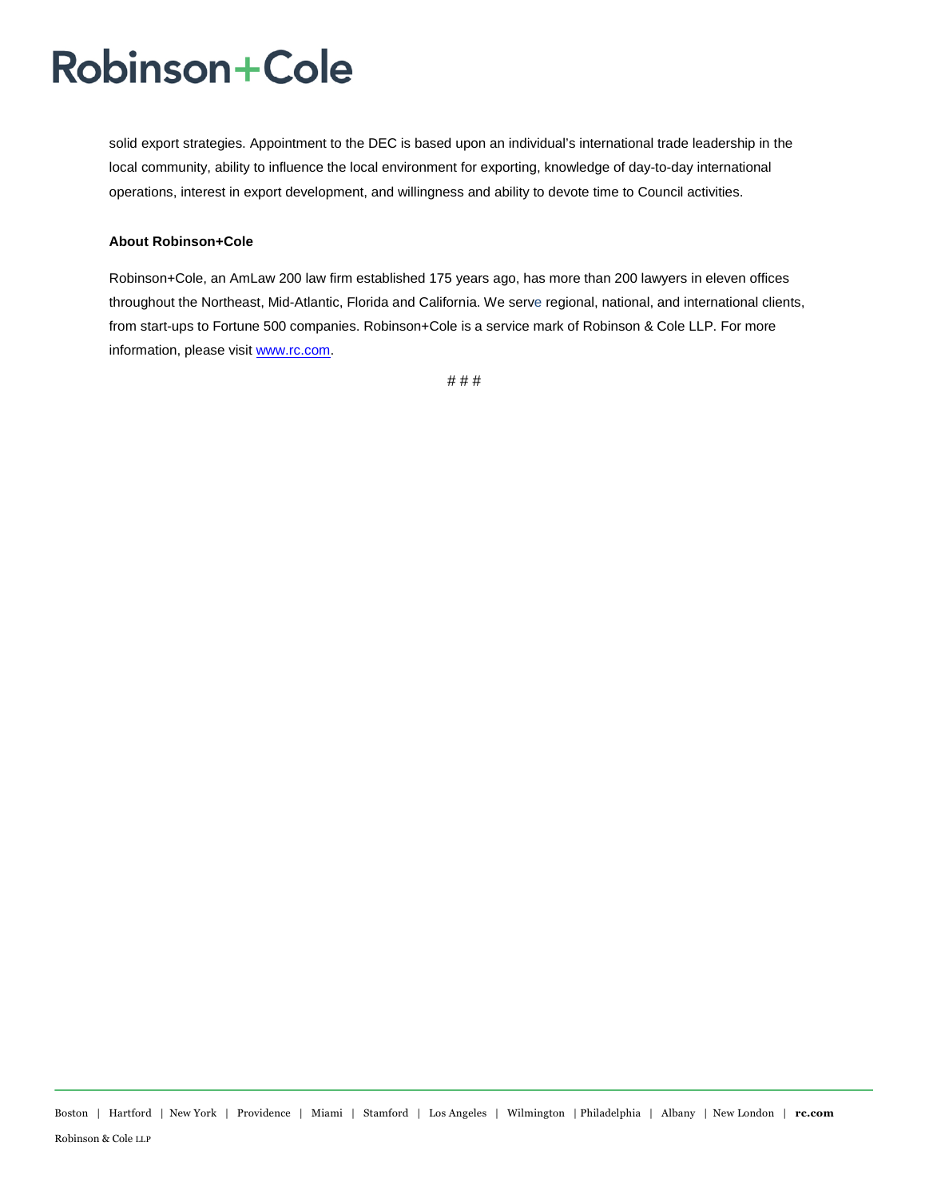solid export strategies. Appointment to the DEC is based upon an individual's international trade leadership in the local community, ability to influence the local environment for exporting, knowledge of day-to-day international operations, interest in export development, and willingness and ability to devote time to Council activities.

**About Robinson+Cole**

Robinson+Cole, an AmLaw 200 law firm established 175 years ago, has more than 200 lawyers in eleven offices throughout the Northeast, Mid-Atlantic, Florida and California. We serve regional, national, and international clients, from start-ups to Fortune 500 companies. Robinson+Cole is a service mark of Robinson & Cole LLP. For more information, please visit [www.rc.com](http://www.rc.com).

# # #